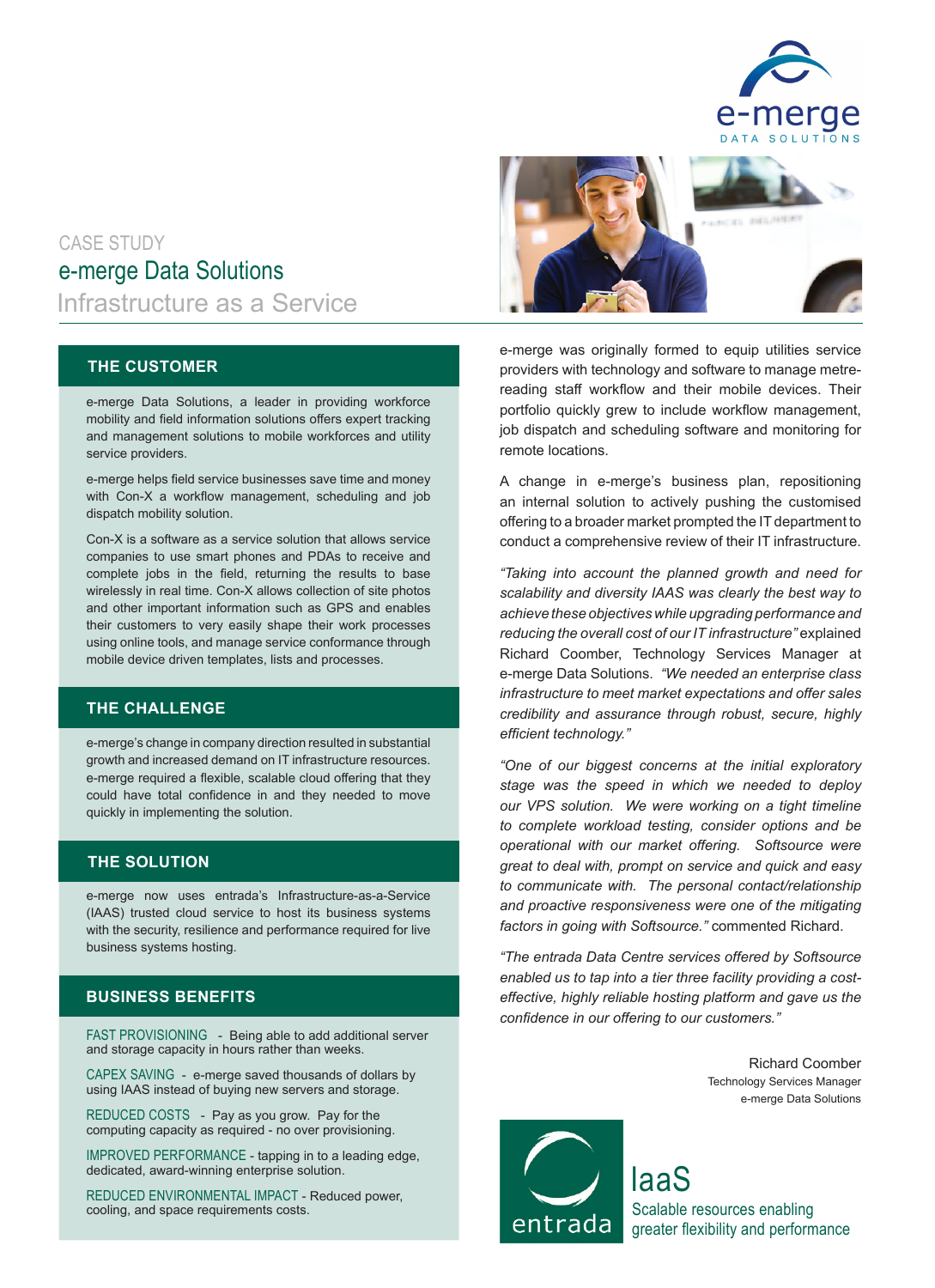CASE STUDY

# e-merge Data Solutions

## Infrastructure as a Service

## THE CUSTOMER

e-merge Data Solutions, a leader in providing workforce mobility and field information solutions offers expert tracking and management solutions to mobile workforces and utility service providers.

e-merge helps field service businesses save time and money with Con-X a workflow management, scheduling and job dispatch mobility solution.

Con-X is a software as a service solution that allows service companies to use smart phones and PDAs to receive and complete jobs in the field, returning the results to base wirelessly in real time. Con-X allows collection of site photos and other important information such as GPS and enables their customers to very easily shape their work processes using online tools, and manage service conformance through mobile device driven templates, lists and processes.

## THE CHALLENGE

e-merge's change in company direction resulted in substantial growth and increased demand on IT infrastructure resources. e-merge required a flexible, scalable cloud offering that they could have total confidence in and they needed to move quickly in implementing the solution.

## THE SOLUTION

e-merge now uses entrada's Infrastructure-as-a-Service (IAAS) trusted cloud service to host its business systems with the security, resilience and performance required for live business systems hosting.

## BUSINESS BENEFITS

FAST PROVISIONING - Being able to add additional server and storage capacity in hours rather than weeks.

CAPEX SAVING - e-merge saved thousands of dollars by using IAAS instead of buying new servers and storage.

REDUCED COSTS - Pay as you grow. Pay for the computing capacity as required - no over provisioning.

IMPROVED PERFORMANCE - tapping in to a leading edge, dedicated, award-winning enterprise solution.

REDUCED ENVIRONMENTAL IMPACT - Reduced power, cooling, and space requirements costs.

e-merge was originally formed to equip utilities service providers with technology and software to manage metre-reading staff workflow and their mobile devices. Their portfolio quickly grew to include workflow management, job dispatch and scheduling software and monitoring for remote locations.

A change in e-merge's business plan, repositioning an internal solution to actively pushing the customised offering to a broader market prompted the IT department to conduct a comprehensive review of their IT infrastructure.

*"Taking into account the planned growth and need for scalability and diversity IAAS was clearly the best way to achieve these objectives while upgrading performance and reducing the overall cost of our IT infrastructure"* explained Richard Coomber, Technology Services Manager at e-merge Data Solutions. *"We needed an enterprise class infrastructure to meet market expectations and offer sales credibility and assurance through robust, secure, highly efficient technology."*

*"One of our biggest concerns at the initial exploratory stage was the speed in which we needed to deploy our VPS solution. We were working on a tight timeline to complete workload testing, consider options and be operational with our market offering. Softsource were great to deal with, prompt on service and quick and easy to communicate with. The personal contact/relationship and proactive responsiveness were one of the mitigating factors in going with Softsource."* commented Richard.

*"The entrada Data Centre services offered by Softsource enabled us to tap into a tier three facility providing a cost-effective, highly reliable hosting platform and gave us the confidence in our offering to our customers."*

Richard Coomber
Technology Services Manager
e-merge Data Solutions

entrada

IaaS
Scalable resources enabling greater flexibility and performance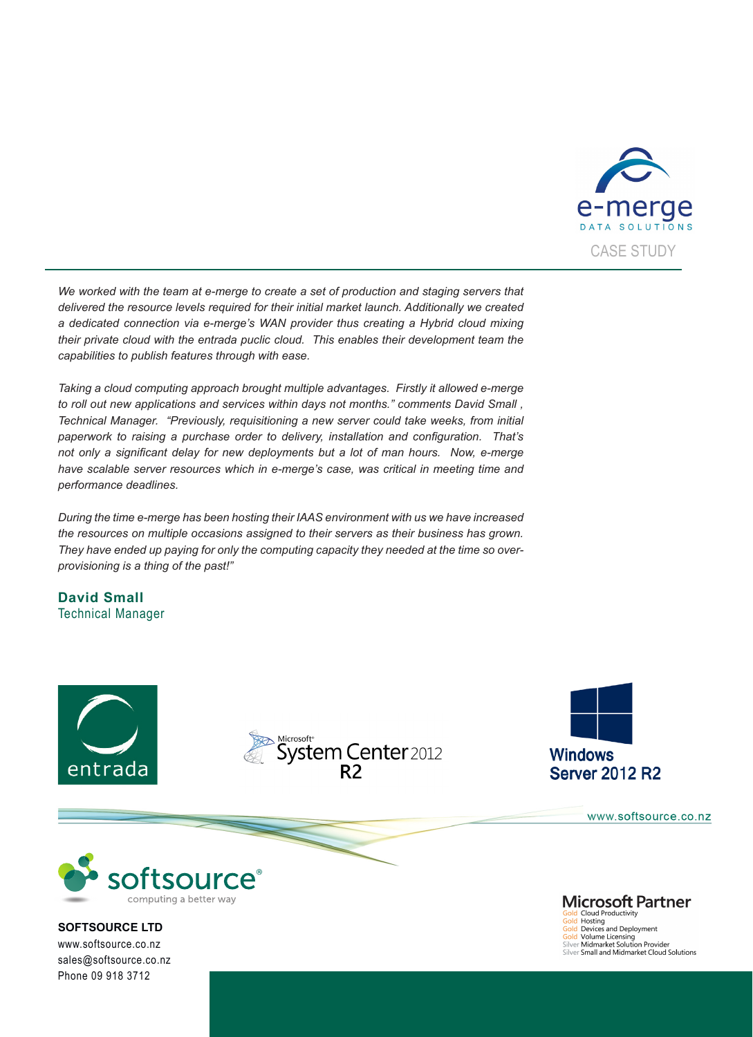e-merge DATA SOLUTIONS

CASE STUDY

*We worked with the team at e-merge to create a set of production and staging servers that delivered the resource levels required for their initial market launch. Additionally we created a dedicated connection via e-merge's WAN provider thus creating a Hybrid cloud mixing their private cloud with the entrada puclic cloud. This enables their development team the capabilities to publish features through with ease.*

*Taking a cloud computing approach brought multiple advantages. Firstly it allowed e-merge to roll out new applications and services within days not months." comments David Small , Technical Manager. "Previously, requisitioning a new server could take weeks, from initial paperwork to raising a purchase order to delivery, installation and configuration. That's not only a significant delay for new deployments but a lot of man hours. Now, e-merge have scalable server resources which in e-merge's case, was critical in meeting time and performance deadlines.*

*During the time e-merge has been hosting their IAAS environment with us we have increased the resources on multiple occasions assigned to their servers as their business has grown. They have ended up paying for only the computing capacity they needed at the time so over-provisioning is a thing of the past!"*

**David Small**
Technical Manager

entrada

Microsoft® System Center 2012 R2

Windows Server 2012 R2

www.softsource.co.nz

softsource® computing a better way

**SOFTSOURCE LTD**
www.softsource.co.nz
sales@softsource.co.nz
Phone 09 918 3712

Microsoft Partner
Gold Cloud Productivity
Gold Hosting
Gold Devices and Deployment
Gold Volume Licensing
Silver Midmarket Solution Provider
Silver Small and Midmarket Cloud Solutions